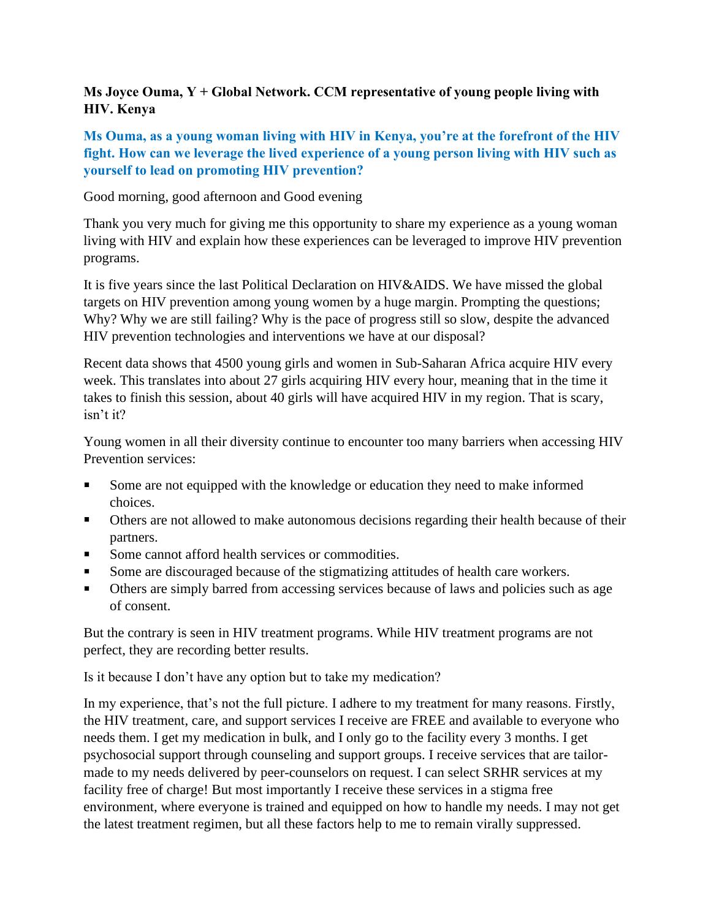**Ms Joyce Ouma, Y + Global Network. CCM representative of young people living with HIV. Kenya**

**Ms Ouma, as a young woman living with HIV in Kenya, you're at the forefront of the HIV fight. How can we leverage the lived experience of a young person living with HIV such as yourself to lead on promoting HIV prevention?**

Good morning, good afternoon and Good evening

Thank you very much for giving me this opportunity to share my experience as a young woman living with HIV and explain how these experiences can be leveraged to improve HIV prevention programs.

It is five years since the last Political Declaration on HIV&AIDS. We have missed the global targets on HIV prevention among young women by a huge margin. Prompting the questions; Why? Why we are still failing? Why is the pace of progress still so slow, despite the advanced HIV prevention technologies and interventions we have at our disposal?

Recent data shows that 4500 young girls and women in Sub-Saharan Africa acquire HIV every week. This translates into about 27 girls acquiring HIV every hour, meaning that in the time it takes to finish this session, about 40 girls will have acquired HIV in my region. That is scary, isn't it?

Young women in all their diversity continue to encounter too many barriers when accessing HIV Prevention services:

- Some are not equipped with the knowledge or education they need to make informed choices.
- Others are not allowed to make autonomous decisions regarding their health because of their partners.
- Some cannot afford health services or commodities.
- Some are discouraged because of the stigmatizing attitudes of health care workers.
- Others are simply barred from accessing services because of laws and policies such as age of consent.

But the contrary is seen in HIV treatment programs. While HIV treatment programs are not perfect, they are recording better results.

Is it because I don't have any option but to take my medication?

In my experience, that's not the full picture. I adhere to my treatment for many reasons. Firstly, the HIV treatment, care, and support services I receive are FREE and available to everyone who needs them. I get my medication in bulk, and I only go to the facility every 3 months. I get psychosocial support through counseling and support groups. I receive services that are tailor-made to my needs delivered by peer-counselors on request. I can select SRHR services at my facility free of charge! But most importantly I receive these services in a stigma free environment, where everyone is trained and equipped on how to handle my needs. I may not get the latest treatment regimen, but all these factors help to me to remain virally suppressed.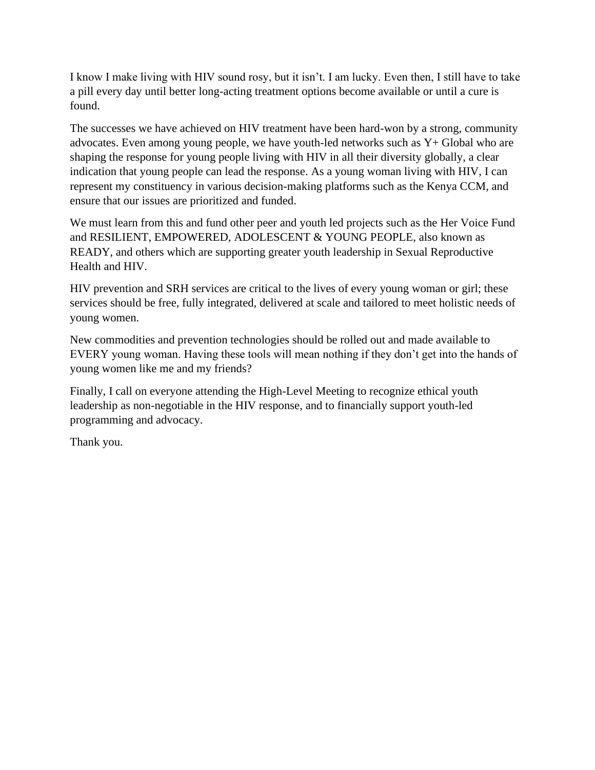I know I make living with HIV sound rosy, but it isn't. I am lucky. Even then, I still have to take a pill every day until better long-acting treatment options become available or until a cure is found.

The successes we have achieved on HIV treatment have been hard-won by a strong, community advocates. Even among young people, we have youth-led networks such as Y+ Global who are shaping the response for young people living with HIV in all their diversity globally, a clear indication that young people can lead the response. As a young woman living with HIV, I can represent my constituency in various decision-making platforms such as the Kenya CCM, and ensure that our issues are prioritized and funded.

We must learn from this and fund other peer and youth led projects such as the Her Voice Fund and RESILIENT, EMPOWERED, ADOLESCENT & YOUNG PEOPLE, also known as READY, and others which are supporting greater youth leadership in Sexual Reproductive Health and HIV.

HIV prevention and SRH services are critical to the lives of every young woman or girl; these services should be free, fully integrated, delivered at scale and tailored to meet holistic needs of young women.

New commodities and prevention technologies should be rolled out and made available to EVERY young woman. Having these tools will mean nothing if they don't get into the hands of young women like me and my friends?

Finally, I call on everyone attending the High-Level Meeting to recognize ethical youth leadership as non-negotiable in the HIV response, and to financially support youth-led programming and advocacy.

Thank you.